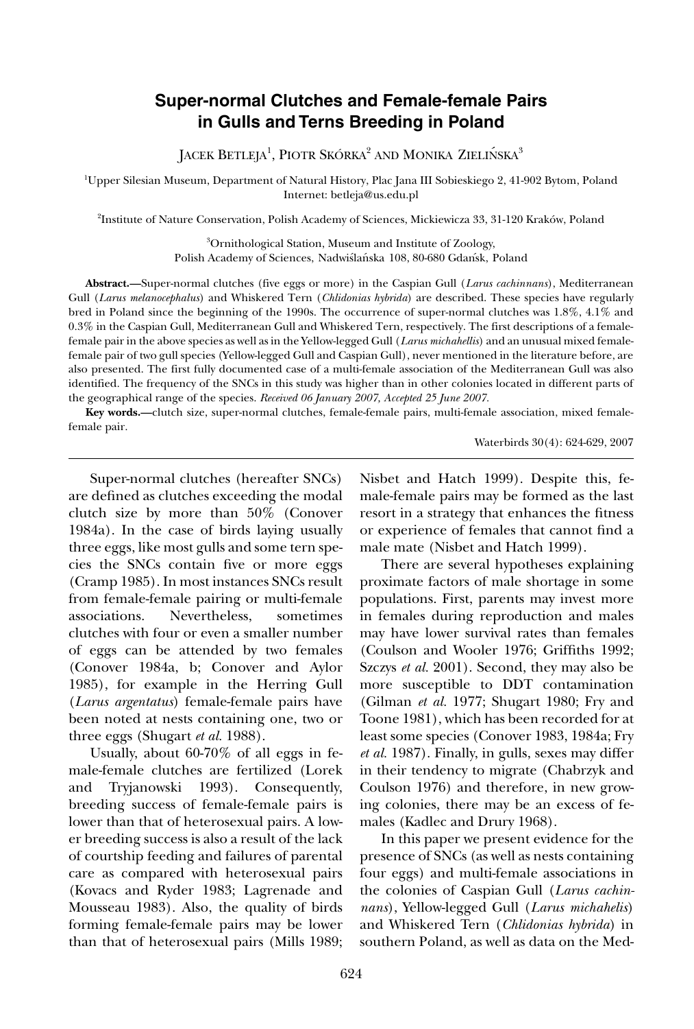# Super-normal Clutches and Female-female Pairs in Gulls and Terns Breeding in Poland

JACEK BETLEJA[1], PIOTR SKÓRKA[2] AND MONIKA ZIELIŃSKA[3]

[1]Upper Silesian Museum, Department of Natural History, Plac Jana III Sobieskiego 2, 41-902 Bytom, Poland
Internet: betleja@us.edu.pl

[2]Institute of Nature Conservation, Polish Academy of Sciences, Mickiewicza 33, 31-120 Kraków, Poland

[3]Ornithological Station, Museum and Institute of Zoology,
Polish Academy of Sciences, Nadwiślańska 108, 80-680 Gdańsk, Poland

**Abstract.**—Super-normal clutches (five eggs or more) in the Caspian Gull (*Larus cachinnans*), Mediterranean Gull (*Larus melanocephalus*) and Whiskered Tern (*Chlidonias hybrida*) are described. These species have regularly bred in Poland since the beginning of the 1990s. The occurrence of super-normal clutches was 1.8%, 4.1% and 0.3% in the Caspian Gull, Mediterranean Gull and Whiskered Tern, respectively. The first descriptions of a female-female pair in the above species as well as in the Yellow-legged Gull (*Larus michahellis*) and an unusual mixed female-female pair of two gull species (Yellow-legged Gull and Caspian Gull), never mentioned in the literature before, are also presented. The first fully documented case of a multi-female association of the Mediterranean Gull was also identified. The frequency of the SNCs in this study was higher than in other colonies located in different parts of the geographical range of the species. *Received 06 January 2007, Accepted 25 June 2007.*

**Key words.**—clutch size, super-normal clutches, female-female pairs, multi-female association, mixed female-female pair.

Waterbirds 30(4): 624-629, 2007

Super-normal clutches (hereafter SNCs) are defined as clutches exceeding the modal clutch size by more than 50% (Conover 1984a). In the case of birds laying usually three eggs, like most gulls and some tern species the SNCs contain five or more eggs (Cramp 1985). In most instances SNCs result from female-female pairing or multi-female associations. Nevertheless, sometimes clutches with four or even a smaller number of eggs can be attended by two females (Conover 1984a, b; Conover and Aylor 1985), for example in the Herring Gull (*Larus argentatus*) female-female pairs have been noted at nests containing one, two or three eggs (Shugart *et al.* 1988).

Usually, about 60-70% of all eggs in female-female clutches are fertilized (Lorek and Tryjanowski 1993). Consequently, breeding success of female-female pairs is lower than that of heterosexual pairs. A lower breeding success is also a result of the lack of courtship feeding and failures of parental care as compared with heterosexual pairs (Kovacs and Ryder 1983; Lagrenade and Mousseau 1983). Also, the quality of birds forming female-female pairs may be lower than that of heterosexual pairs (Mills 1989; Nisbet and Hatch 1999). Despite this, female-female pairs may be formed as the last resort in a strategy that enhances the fitness or experience of females that cannot find a male mate (Nisbet and Hatch 1999).

There are several hypotheses explaining proximate factors of male shortage in some populations. First, parents may invest more in females during reproduction and males may have lower survival rates than females (Coulson and Wooler 1976; Griffiths 1992; Szczys *et al.* 2001). Second, they may also be more susceptible to DDT contamination (Gilman *et al.* 1977; Shugart 1980; Fry and Toone 1981), which has been recorded for at least some species (Conover 1983, 1984a; Fry *et al.* 1987). Finally, in gulls, sexes may differ in their tendency to migrate (Chabrzyk and Coulson 1976) and therefore, in new growing colonies, there may be an excess of females (Kadlec and Drury 1968).

In this paper we present evidence for the presence of SNCs (as well as nests containing four eggs) and multi-female associations in the colonies of Caspian Gull (*Larus cachinnans*), Yellow-legged Gull (*Larus michahelis*) and Whiskered Tern (*Chlidonias hybrida*) in southern Poland, as well as data on the Med-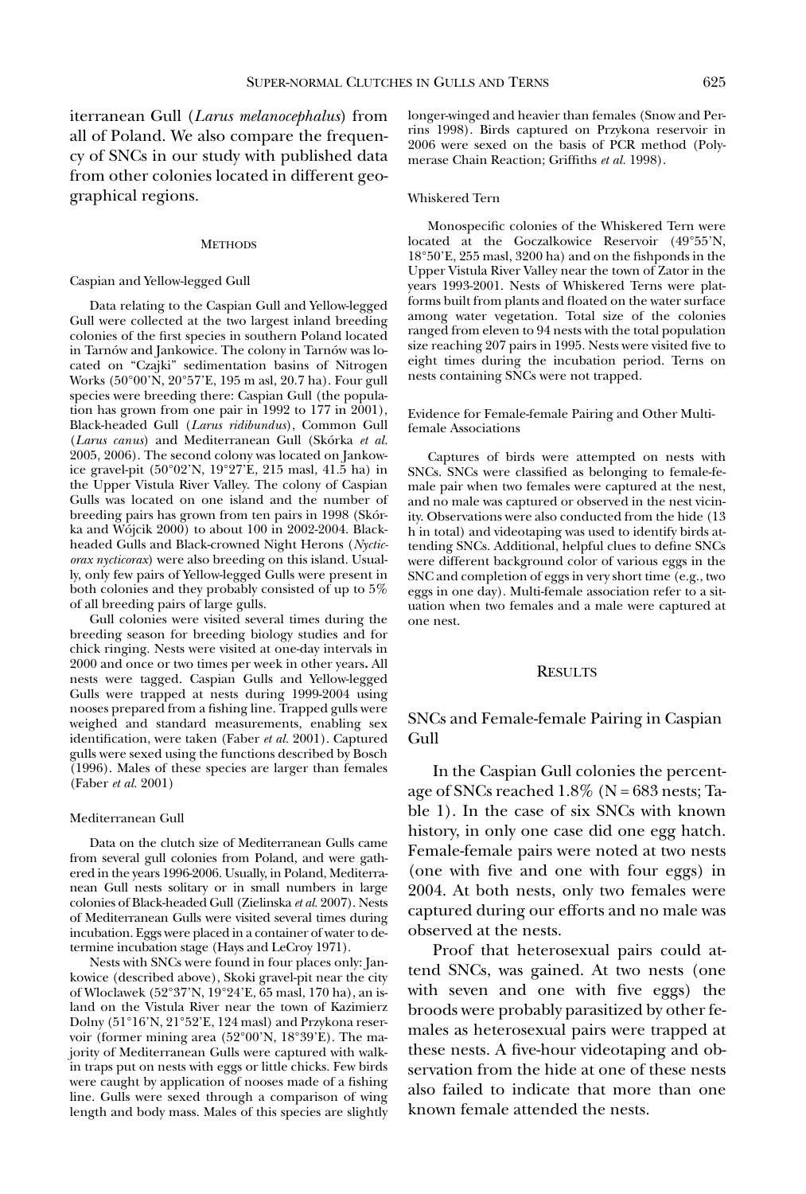iterranean Gull (*Larus melanocephalus*) from all of Poland. We also compare the frequency of SNCs in our study with published data from other colonies located in different geographical regions.

## Methods

### Caspian and Yellow-legged Gull

Data relating to the Caspian Gull and Yellow-legged Gull were collected at the two largest inland breeding colonies of the first species in southern Poland located in Tarnów and Jankowice. The colony in Tarnów was located on "Czajki" sedimentation basins of Nitrogen Works (50°00'N, 20°57'E, 195 m asl, 20.7 ha). Four gull species were breeding there: Caspian Gull (the population has grown from one pair in 1992 to 177 in 2001), Black-headed Gull (*Larus ridibundus*), Common Gull (*Larus canus*) and Mediterranean Gull (Skórka *et al.* 2005, 2006). The second colony was located on Jankowice gravel-pit (50°02'N, 19°27'E, 215 masl, 41.5 ha) in the Upper Vistula River Valley. The colony of Caspian Gulls was located on one island and the number of breeding pairs has grown from ten pairs in 1998 (Skórka and Wójcik 2000) to about 100 in 2002-2004. Black-headed Gulls and Black-crowned Night Herons (*Nycticorax nycticorax*) were also breeding on this island. Usually, only few pairs of Yellow-legged Gulls were present in both colonies and they probably consisted of up to 5% of all breeding pairs of large gulls.

Gull colonies were visited several times during the breeding season for breeding biology studies and for chick ringing. Nests were visited at one-day intervals in 2000 and once or two times per week in other years. All nests were tagged. Caspian Gulls and Yellow-legged Gulls were trapped at nests during 1999-2004 using nooses prepared from a fishing line. Trapped gulls were weighed and standard measurements, enabling sex identification, were taken (Faber *et al.* 2001). Captured gulls were sexed using the functions described by Bosch (1996). Males of these species are larger than females (Faber *et al.* 2001)

### Mediterranean Gull

Data on the clutch size of Mediterranean Gulls came from several gull colonies from Poland, and were gathered in the years 1996-2006. Usually, in Poland, Mediterranean Gull nests solitary or in small numbers in large colonies of Black-headed Gull (Zielinska *et al.* 2007). Nests of Mediterranean Gulls were visited several times during incubation. Eggs were placed in a container of water to determine incubation stage (Hays and LeCroy 1971).

Nests with SNCs were found in four places only: Jankowice (described above), Skoki gravel-pit near the city of Wloclawek (52°37'N, 19°24'E, 65 masl, 170 ha), an island on the Vistula River near the town of Kazimierz Dolny (51°16'N, 21°52'E, 124 masl) and Przykona reservoir (former mining area (52°00'N, 18°39'E). The majority of Mediterranean Gulls were captured with walk-in traps put on nests with eggs or little chicks. Few birds were caught by application of nooses made of a fishing line. Gulls were sexed through a comparison of wing length and body mass. Males of this species are slightly longer-winged and heavier than females (Snow and Perrins 1998). Birds captured on Przykona reservoir in 2006 were sexed on the basis of PCR method (Polymerase Chain Reaction; Griffiths *et al.* 1998).

### Whiskered Tern

Monospecific colonies of the Whiskered Tern were located at the Goczalkowice Reservoir (49°55'N, 18°50'E, 255 masl, 3200 ha) and on the fishponds in the Upper Vistula River Valley near the town of Zator in the years 1993-2001. Nests of Whiskered Terns were platforms built from plants and floated on the water surface among water vegetation. Total size of the colonies ranged from eleven to 94 nests with the total population size reaching 207 pairs in 1995. Nests were visited five to eight times during the incubation period. Terns on nests containing SNCs were not trapped.

### Evidence for Female-female Pairing and Other Multi-female Associations

Captures of birds were attempted on nests with SNCs. SNCs were classified as belonging to female-female pair when two females were captured at the nest, and no male was captured or observed in the nest vicinity. Observations were also conducted from the hide (13 h in total) and videotaping was used to identify birds attending SNCs. Additional, helpful clues to define SNCs were different background color of various eggs in the SNC and completion of eggs in very short time (e.g., two eggs in one day). Multi-female association refer to a situation when two females and a male were captured at one nest.

## Results

### SNCs and Female-female Pairing in Caspian Gull

In the Caspian Gull colonies the percentage of SNCs reached 1.8% (N = 683 nests; Table 1). In the case of six SNCs with known history, in only one case did one egg hatch. Female-female pairs were noted at two nests (one with five and one with four eggs) in 2004. At both nests, only two females were captured during our efforts and no male was observed at the nests.

Proof that heterosexual pairs could attend SNCs, was gained. At two nests (one with seven and one with five eggs) the broods were probably parasitized by other females as heterosexual pairs were trapped at these nests. A five-hour videotaping and observation from the hide at one of these nests also failed to indicate that more than one known female attended the nests.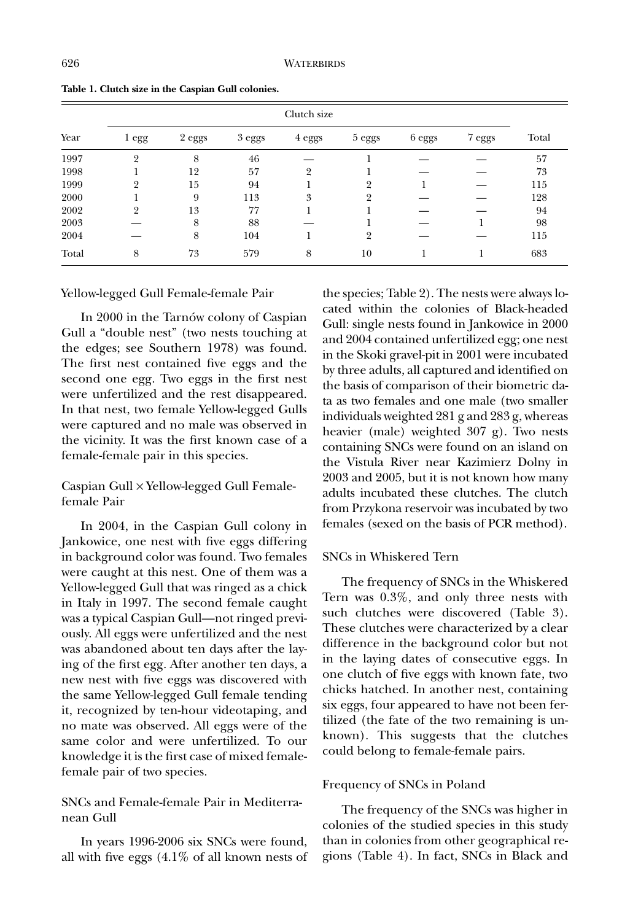Table 1. Clutch size in the Caspian Gull colonies.

| Year | Clutch size | | | | | | | Total |
|---|---|---|---|---|---|---|---|---|
| | 1 egg | 2 eggs | 3 eggs | 4 eggs | 5 eggs | 6 eggs | 7 eggs | |
| 1997 | 2 | 8 | 46 | — | 1 | — | — | 57 |
| 1998 | 1 | 12 | 57 | 2 | 1 | — | — | 73 |
| 1999 | 2 | 15 | 94 | 1 | 2 | 1 | — | 115 |
| 2000 | 1 | 9 | 113 | 3 | 2 | — | — | 128 |
| 2002 | 2 | 13 | 77 | 1 | 1 | — | — | 94 |
| 2003 | — | 8 | 88 | — | 1 | — | 1 | 98 |
| 2004 | — | 8 | 104 | 1 | 2 | — | — | 115 |
| Total | 8 | 73 | 579 | 8 | 10 | 1 | 1 | 683 |

### Yellow-legged Gull Female-female Pair

In 2000 in the Tarnów colony of Caspian Gull a "double nest" (two nests touching at the edges; see Southern 1978) was found. The first nest contained five eggs and the second one egg. Two eggs in the first nest were unfertilized and the rest disappeared. In that nest, two female Yellow-legged Gulls were captured and no male was observed in the vicinity. It was the first known case of a female-female pair in this species.

### Caspian Gull × Yellow-legged Gull Female-female Pair

In 2004, in the Caspian Gull colony in Jankowice, one nest with five eggs differing in background color was found. Two females were caught at this nest. One of them was a Yellow-legged Gull that was ringed as a chick in Italy in 1997. The second female caught was a typical Caspian Gull—not ringed previously. All eggs were unfertilized and the nest was abandoned about ten days after the laying of the first egg. After another ten days, a new nest with five eggs was discovered with the same Yellow-legged Gull female tending it, recognized by ten-hour videotaping, and no mate was observed. All eggs were of the same color and were unfertilized. To our knowledge it is the first case of mixed female-female pair of two species.

### SNCs and Female-female Pair in Mediterranean Gull

In years 1996-2006 six SNCs were found, all with five eggs (4.1% of all known nests of the species; Table 2). The nests were always located within the colonies of Black-headed Gull: single nests found in Jankowice in 2000 and 2004 contained unfertilized egg; one nest in the Skoki gravel-pit in 2001 were incubated by three adults, all captured and identified on the basis of comparison of their biometric data as two females and one male (two smaller individuals weighted 281 g and 283 g, whereas heavier (male) weighted 307 g). Two nests containing SNCs were found on an island on the Vistula River near Kazimierz Dolny in 2003 and 2005, but it is not known how many adults incubated these clutches. The clutch from Przykona reservoir was incubated by two females (sexed on the basis of PCR method).

### SNCs in Whiskered Tern

The frequency of SNCs in the Whiskered Tern was 0.3%, and only three nests with such clutches were discovered (Table 3). These clutches were characterized by a clear difference in the background color but not in the laying dates of consecutive eggs. In one clutch of five eggs with known fate, two chicks hatched. In another nest, containing six eggs, four appeared to have not been fertilized (the fate of the two remaining is unknown). This suggests that the clutches could belong to female-female pairs.

### Frequency of SNCs in Poland

The frequency of the SNCs was higher in colonies of the studied species in this study than in colonies from other geographical regions (Table 4). In fact, SNCs in Black and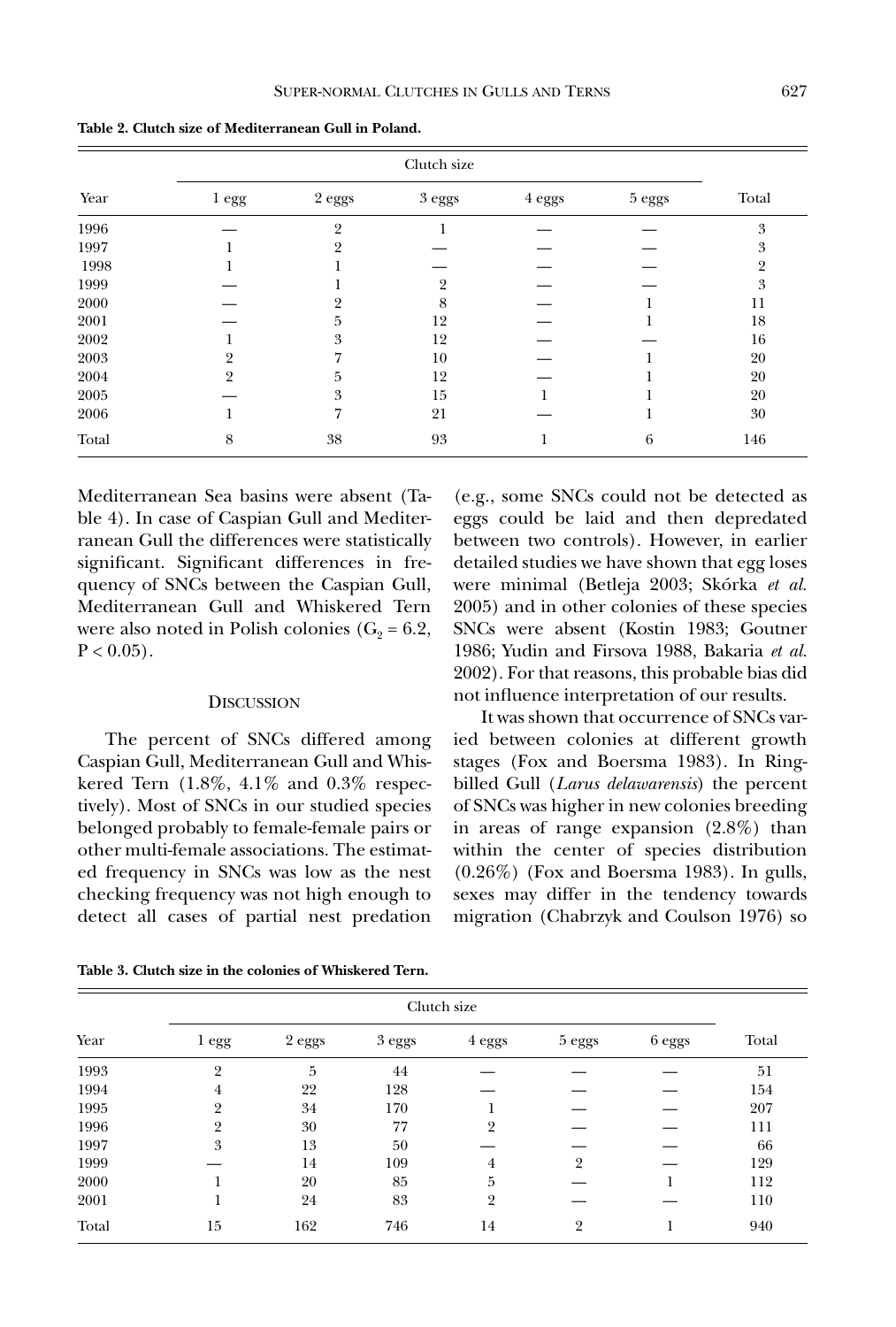**Table 2. Clutch size of Mediterranean Gull in Poland.**

| Year | Clutch size | | | | | Total |
|---|---|---|---|---|---|---|
| | 1 egg | 2 eggs | 3 eggs | 4 eggs | 5 eggs | |
| 1996 | — | 2 | 1 | — | — | 3 |
| 1997 | 1 | 2 | — | — | — | 3 |
| 1998 | 1 | 1 | — | — | — | 2 |
| 1999 | — | 1 | 2 | — | — | 3 |
| 2000 | — | 2 | 8 | — | 1 | 11 |
| 2001 | — | 5 | 12 | — | 1 | 18 |
| 2002 | 1 | 3 | 12 | — | — | 16 |
| 2003 | 2 | 7 | 10 | — | 1 | 20 |
| 2004 | 2 | 5 | 12 | — | 1 | 20 |
| 2005 | — | 3 | 15 | 1 | 1 | 20 |
| 2006 | 1 | 7 | 21 | — | 1 | 30 |
| Total | 8 | 38 | 93 | 1 | 6 | 146 |

Mediterranean Sea basins were absent (Table 4). In case of Caspian Gull and Mediterranean Gull the differences were statistically significant. Significant differences in frequency of SNCs between the Caspian Gull, Mediterranean Gull and Whiskered Tern were also noted in Polish colonies ($G_2 = 6.2$, $P < 0.05$).

## Discussion

The percent of SNCs differed among Caspian Gull, Mediterranean Gull and Whiskered Tern (1.8%, 4.1% and 0.3% respectively). Most of SNCs in our studied species belonged probably to female-female pairs or other multi-female associations. The estimated frequency in SNCs was low as the nest checking frequency was not high enough to detect all cases of partial nest predation (e.g., some SNCs could not be detected as eggs could be laid and then depredated between two controls). However, in earlier detailed studies we have shown that egg loses were minimal (Betleja 2003; Skórka *et al.* 2005) and in other colonies of these species SNCs were absent (Kostin 1983; Goutner 1986; Yudin and Firsova 1988, Bakaria *et al.* 2002). For that reasons, this probable bias did not influence interpretation of our results.

It was shown that occurrence of SNCs varied between colonies at different growth stages (Fox and Boersma 1983). In Ring-billed Gull (*Larus delawarensis*) the percent of SNCs was higher in new colonies breeding in areas of range expansion (2.8%) than within the center of species distribution (0.26%) (Fox and Boersma 1983). In gulls, sexes may differ in the tendency towards migration (Chabrzyk and Coulson 1976) so

**Table 3. Clutch size in the colonies of Whiskered Tern.**

| Year | Clutch size | | | | | | Total |
|---|---|---|---|---|---|---|---|
| | 1 egg | 2 eggs | 3 eggs | 4 eggs | 5 eggs | 6 eggs | |
| 1993 | 2 | 5 | 44 | — | — | — | 51 |
| 1994 | 4 | 22 | 128 | — | — | — | 154 |
| 1995 | 2 | 34 | 170 | 1 | — | — | 207 |
| 1996 | 2 | 30 | 77 | 2 | — | — | 111 |
| 1997 | 3 | 13 | 50 | — | — | — | 66 |
| 1999 | — | 14 | 109 | 4 | 2 | — | 129 |
| 2000 | 1 | 20 | 85 | 5 | — | 1 | 112 |
| 2001 | 1 | 24 | 83 | 2 | — | — | 110 |
| Total | 15 | 162 | 746 | 14 | 2 | 1 | 940 |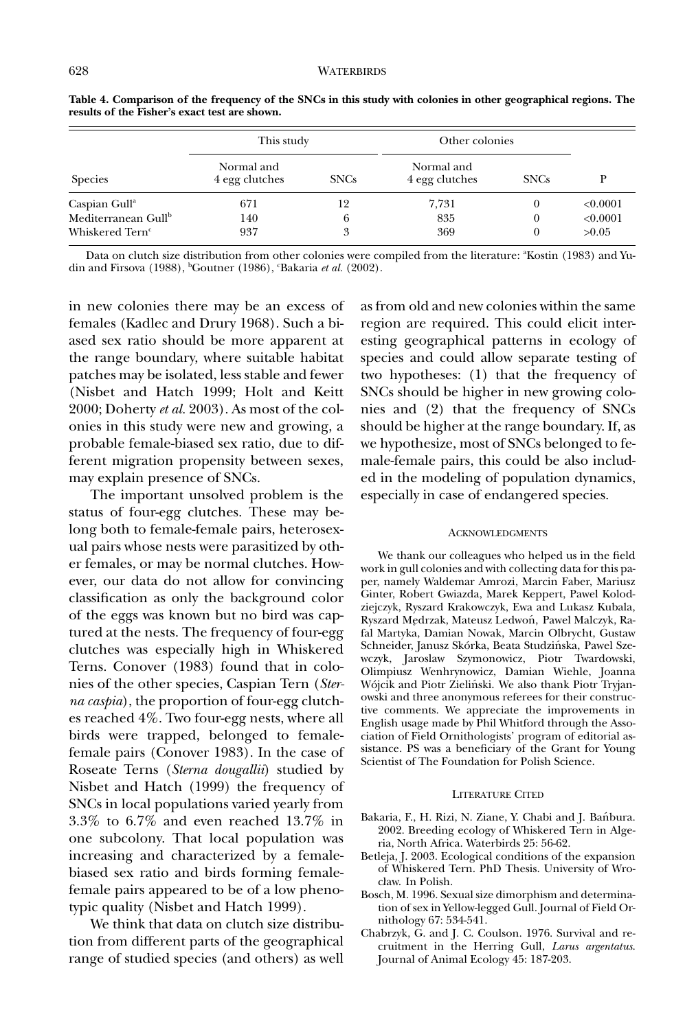**Table 4. Comparison of the frequency of the SNCs in this study with colonies in other geographical regions. The results of the Fisher's exact test are shown.**

| | This study | | Other colonies | | |
|---|---|---|---|---|---|
| Species | Normal and 4 egg clutches | SNCs | Normal and 4 egg clutches | SNCs | P |
| Caspian Gull[a] | 671 | 12 | 7,731 | 0 | <0.0001 |
| Mediterranean Gull[b] | 140 | 6 | 835 | 0 | <0.0001 |
| Whiskered Tern[c] | 937 | 3 | 369 | 0 | >0.05 |

Data on clutch size distribution from other colonies were compiled from the literature: [a]Kostin (1983) and Yudin and Firsova (1988), [b]Goutner (1986), [c]Bakaria *et al.* (2002).

in new colonies there may be an excess of females (Kadlec and Drury 1968). Such a biased sex ratio should be more apparent at the range boundary, where suitable habitat patches may be isolated, less stable and fewer (Nisbet and Hatch 1999; Holt and Keitt 2000; Doherty *et al.* 2003). As most of the colonies in this study were new and growing, a probable female-biased sex ratio, due to different migration propensity between sexes, may explain presence of SNCs.

The important unsolved problem is the status of four-egg clutches. These may belong both to female-female pairs, heterosexual pairs whose nests were parasitized by other females, or may be normal clutches. However, our data do not allow for convincing classification as only the background color of the eggs was known but no bird was captured at the nests. The frequency of four-egg clutches was especially high in Whiskered Terns. Conover (1983) found that in colonies of the other species, Caspian Tern (*Sterna caspia*), the proportion of four-egg clutches reached 4%. Two four-egg nests, where all birds were trapped, belonged to female-female pairs (Conover 1983). In the case of Roseate Terns (*Sterna dougallii*) studied by Nisbet and Hatch (1999) the frequency of SNCs in local populations varied yearly from 3.3% to 6.7% and even reached 13.7% in one subcolony. That local population was increasing and characterized by a female-biased sex ratio and birds forming female-female pairs appeared to be of a low phenotypic quality (Nisbet and Hatch 1999).

We think that data on clutch size distribution from different parts of the geographical range of studied species (and others) as well as from old and new colonies within the same region are required. This could elicit interesting geographical patterns in ecology of species and could allow separate testing of two hypotheses: (1) that the frequency of SNCs should be higher in new growing colonies and (2) that the frequency of SNCs should be higher at the range boundary. If, as we hypothesize, most of SNCs belonged to female-female pairs, this could be also included in the modeling of population dynamics, especially in case of endangered species.

## Acknowledgments

We thank our colleagues who helped us in the field work in gull colonies and with collecting data for this paper, namely Waldemar Amrozi, Marcin Faber, Mariusz Ginter, Robert Gwiazda, Marek Keppert, Pawel Kolodziejczyk, Ryszard Krakowczyk, Ewa and Lukasz Kubala, Ryszard Mędrzak, Mateusz Ledwoń, Pawel Malczyk, Rafal Martyka, Damian Nowak, Marcin Olbrycht, Gustaw Schneider, Janusz Skórka, Beata Studzińska, Pawel Szewczyk, Jaroslaw Szymonowicz, Piotr Twardowski, Olimpiusz Wenhrynowicz, Damian Wiehle, Joanna Wójcik and Piotr Zieliński. We also thank Piotr Tryjanowski and three anonymous referees for their constructive comments. We appreciate the improvements in English usage made by Phil Whitford through the Association of Field Ornithologists' program of editorial assistance. PS was a beneficiary of the Grant for Young Scientist of The Foundation for Polish Science.

## Literature Cited

Bakaria, F., H. Rizi, N. Ziane, Y. Chabi and J. Bańbura. 2002. Breeding ecology of Whiskered Tern in Algeria, North Africa. Waterbirds 25: 56-62.

Betleja, J. 2003. Ecological conditions of the expansion of Whiskered Tern. PhD Thesis. University of Wrocław. In Polish.

Bosch, M. 1996. Sexual size dimorphism and determination of sex in Yellow-legged Gull. Journal of Field Ornithology 67: 534-541.

Chabrzyk, G. and J. C. Coulson. 1976. Survival and recruitment in the Herring Gull, *Larus argentatus*. Journal of Animal Ecology 45: 187-203.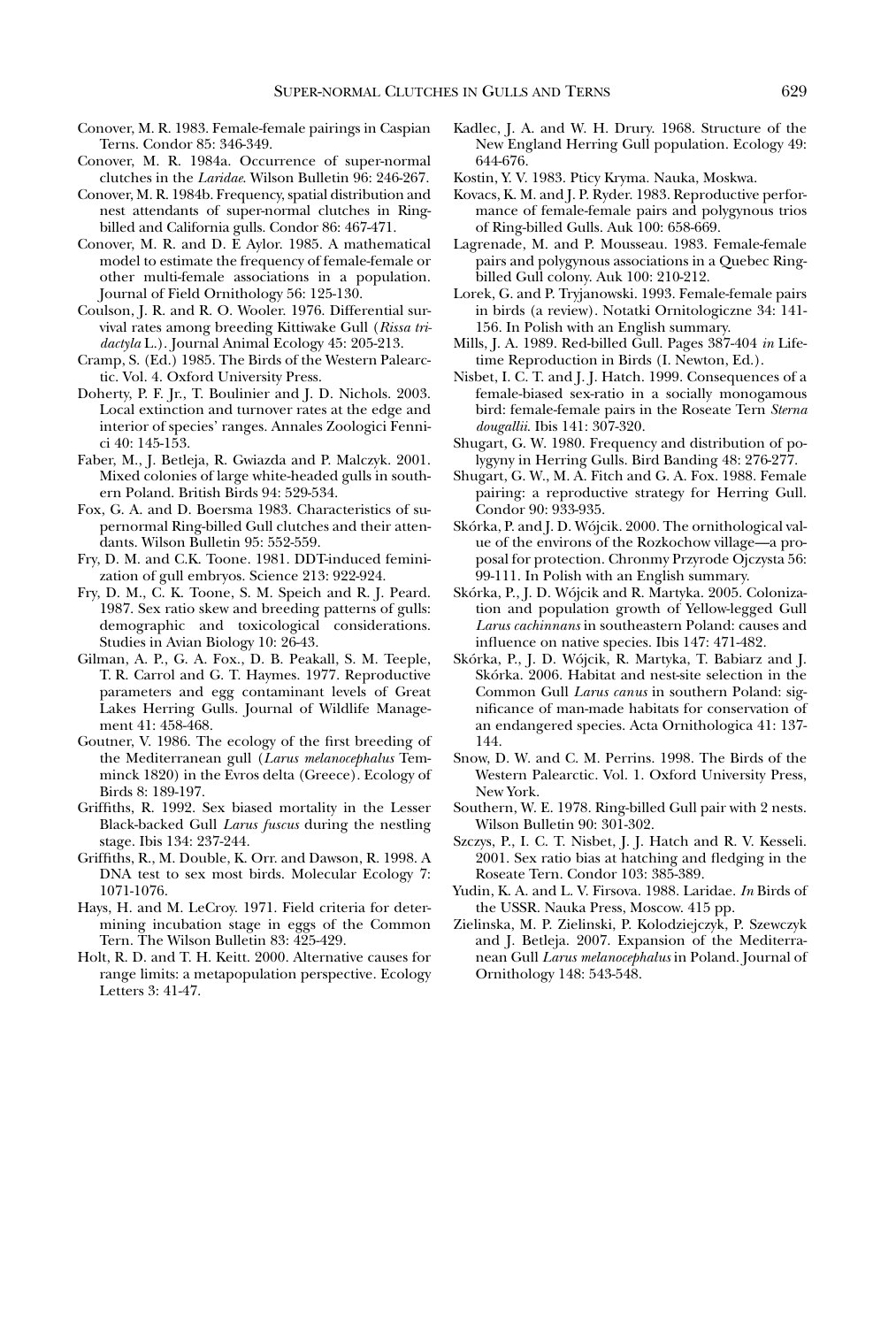Conover, M. R. 1983. Female-female pairings in Caspian Terns. Condor 85: 346-349.

Conover, M. R. 1984a. Occurrence of super-normal clutches in the *Laridae*. Wilson Bulletin 96: 246-267.

Conover, M. R. 1984b. Frequency, spatial distribution and nest attendants of super-normal clutches in Ring-billed and California gulls. Condor 86: 467-471.

Conover, M. R. and D. E Aylor. 1985. A mathematical model to estimate the frequency of female-female or other multi-female associations in a population. Journal of Field Ornithology 56: 125-130.

Coulson, J. R. and R. O. Wooler. 1976. Differential survival rates among breeding Kittiwake Gull (*Rissa tridactyla* L.). Journal Animal Ecology 45: 205-213.

Cramp, S. (Ed.) 1985. The Birds of the Western Palearctic. Vol. 4. Oxford University Press.

Doherty, P. F. Jr., T. Boulinier and J. D. Nichols. 2003. Local extinction and turnover rates at the edge and interior of species' ranges. Annales Zoologici Fennici 40: 145-153.

Faber, M., J. Betleja, R. Gwiazda and P. Malczyk. 2001. Mixed colonies of large white-headed gulls in southern Poland. British Birds 94: 529-534.

Fox, G. A. and D. Boersma 1983. Characteristics of supernormal Ring-billed Gull clutches and their attendants. Wilson Bulletin 95: 552-559.

Fry, D. M. and C.K. Toone. 1981. DDT-induced feminization of gull embryos. Science 213: 922-924.

Fry, D. M., C. K. Toone, S. M. Speich and R. J. Peard. 1987. Sex ratio skew and breeding patterns of gulls: demographic and toxicological considerations. Studies in Avian Biology 10: 26-43.

Gilman, A. P., G. A. Fox., D. B. Peakall, S. M. Teeple, T. R. Carrol and G. T. Haymes. 1977. Reproductive parameters and egg contaminant levels of Great Lakes Herring Gulls. Journal of Wildlife Management 41: 458-468.

Goutner, V. 1986. The ecology of the first breeding of the Mediterranean gull (*Larus melanocephalus* Temminck 1820) in the Evros delta (Greece). Ecology of Birds 8: 189-197.

Griffiths, R. 1992. Sex biased mortality in the Lesser Black-backed Gull *Larus fuscus* during the nestling stage. Ibis 134: 237-244.

Griffiths, R., M. Double, K. Orr. and Dawson, R. 1998. A DNA test to sex most birds. Molecular Ecology 7: 1071-1076.

Hays, H. and M. LeCroy. 1971. Field criteria for determining incubation stage in eggs of the Common Tern. The Wilson Bulletin 83: 425-429.

Holt, R. D. and T. H. Keitt. 2000. Alternative causes for range limits: a metapopulation perspective. Ecology Letters 3: 41-47.

Kadlec, J. A. and W. H. Drury. 1968. Structure of the New England Herring Gull population. Ecology 49: 644-676.

Kostin, Y. V. 1983. Pticy Kryma. Nauka, Moskwa.

Kovacs, K. M. and J. P. Ryder. 1983. Reproductive performance of female-female pairs and polygynous trios of Ring-billed Gulls. Auk 100: 658-669.

Lagrenade, M. and P. Mousseau. 1983. Female-female pairs and polygynous associations in a Quebec Ring-billed Gull colony. Auk 100: 210-212.

Lorek, G. and P. Tryjanowski. 1993. Female-female pairs in birds (a review). Notatki Ornitologiczne 34: 141-156. In Polish with an English summary.

Mills, J. A. 1989. Red-billed Gull. Pages 387-404 *in* Lifetime Reproduction in Birds (I. Newton, Ed.).

Nisbet, I. C. T. and J. J. Hatch. 1999. Consequences of a female-biased sex-ratio in a socially monogamous bird: female-female pairs in the Roseate Tern *Sterna dougallii*. Ibis 141: 307-320.

Shugart, G. W. 1980. Frequency and distribution of polygyny in Herring Gulls. Bird Banding 48: 276-277.

Shugart, G. W., M. A. Fitch and G. A. Fox. 1988. Female pairing: a reproductive strategy for Herring Gull. Condor 90: 933-935.

Skórka, P. and J. D. Wójcik. 2000. The ornithological value of the environs of the Rozkochow village—a proposal for protection. Chronmy Przyrode Ojczysta 56: 99-111. In Polish with an English summary.

Skórka, P., J. D. Wójcik and R. Martyka. 2005. Colonization and population growth of Yellow-legged Gull *Larus cachinnans* in southeastern Poland: causes and influence on native species. Ibis 147: 471-482.

Skórka, P., J. D. Wójcik, R. Martyka, T. Babiarz and J. Skórka. 2006. Habitat and nest-site selection in the Common Gull *Larus canus* in southern Poland: significance of man-made habitats for conservation of an endangered species. Acta Ornithologica 41: 137-144.

Snow, D. W. and C. M. Perrins. 1998. The Birds of the Western Palearctic. Vol. 1. Oxford University Press, New York.

Southern, W. E. 1978. Ring-billed Gull pair with 2 nests. Wilson Bulletin 90: 301-302.

Szczys, P., I. C. T. Nisbet, J. J. Hatch and R. V. Kesseli. 2001. Sex ratio bias at hatching and fledging in the Roseate Tern. Condor 103: 385-389.

Yudin, K. A. and L. V. Firsova. 1988. Laridae. *In* Birds of the USSR. Nauka Press, Moscow. 415 pp.

Zielinska, M. P. Zielinski, P. Kolodziejczyk, P. Szewczyk and J. Betleja. 2007. Expansion of the Mediterranean Gull *Larus melanocephalus* in Poland. Journal of Ornithology 148: 543-548.